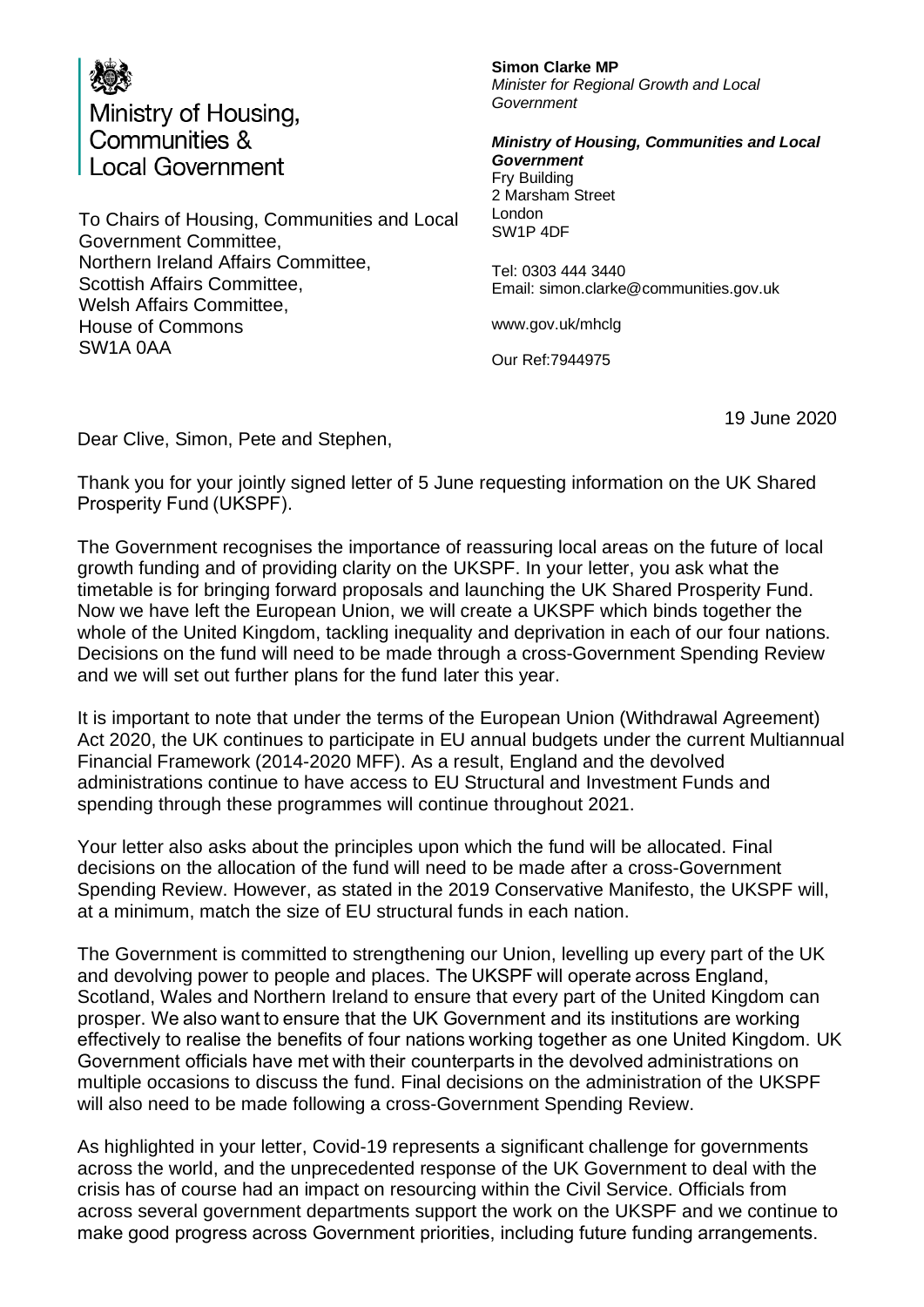Ministry of Housing, Communities & Local Government

**Simon Clarke MP**
*Minister for Regional Growth and Local Government*

***Ministry of Housing, Communities and Local Government***
Fry Building
2 Marsham Street
London
SW1P 4DF

Tel: 0303 444 3440
Email: simon.clarke@communities.gov.uk

www.gov.uk/mhclg

Our Ref:7944975

To Chairs of Housing, Communities and Local Government Committee,
Northern Ireland Affairs Committee,
Scottish Affairs Committee,
Welsh Affairs Committee,
House of Commons
SW1A 0AA

19 June 2020

Dear Clive, Simon, Pete and Stephen,

Thank you for your jointly signed letter of 5 June requesting information on the UK Shared Prosperity Fund (UKSPF).

The Government recognises the importance of reassuring local areas on the future of local growth funding and of providing clarity on the UKSPF. In your letter, you ask what the timetable is for bringing forward proposals and launching the UK Shared Prosperity Fund. Now we have left the European Union, we will create a UKSPF which binds together the whole of the United Kingdom, tackling inequality and deprivation in each of our four nations. Decisions on the fund will need to be made through a cross-Government Spending Review and we will set out further plans for the fund later this year.

It is important to note that under the terms of the European Union (Withdrawal Agreement) Act 2020, the UK continues to participate in EU annual budgets under the current Multiannual Financial Framework (2014-2020 MFF). As a result, England and the devolved administrations continue to have access to EU Structural and Investment Funds and spending through these programmes will continue throughout 2021.

Your letter also asks about the principles upon which the fund will be allocated. Final decisions on the allocation of the fund will need to be made after a cross-Government Spending Review. However, as stated in the 2019 Conservative Manifesto, the UKSPF will, at a minimum, match the size of EU structural funds in each nation.

The Government is committed to strengthening our Union, levelling up every part of the UK and devolving power to people and places. The UKSPF will operate across England, Scotland, Wales and Northern Ireland to ensure that every part of the United Kingdom can prosper. We also want to ensure that the UK Government and its institutions are working effectively to realise the benefits of four nations working together as one United Kingdom. UK Government officials have met with their counterparts in the devolved administrations on multiple occasions to discuss the fund. Final decisions on the administration of the UKSPF will also need to be made following a cross-Government Spending Review.

As highlighted in your letter, Covid-19 represents a significant challenge for governments across the world, and the unprecedented response of the UK Government to deal with the crisis has of course had an impact on resourcing within the Civil Service. Officials from across several government departments support the work on the UKSPF and we continue to make good progress across Government priorities, including future funding arrangements.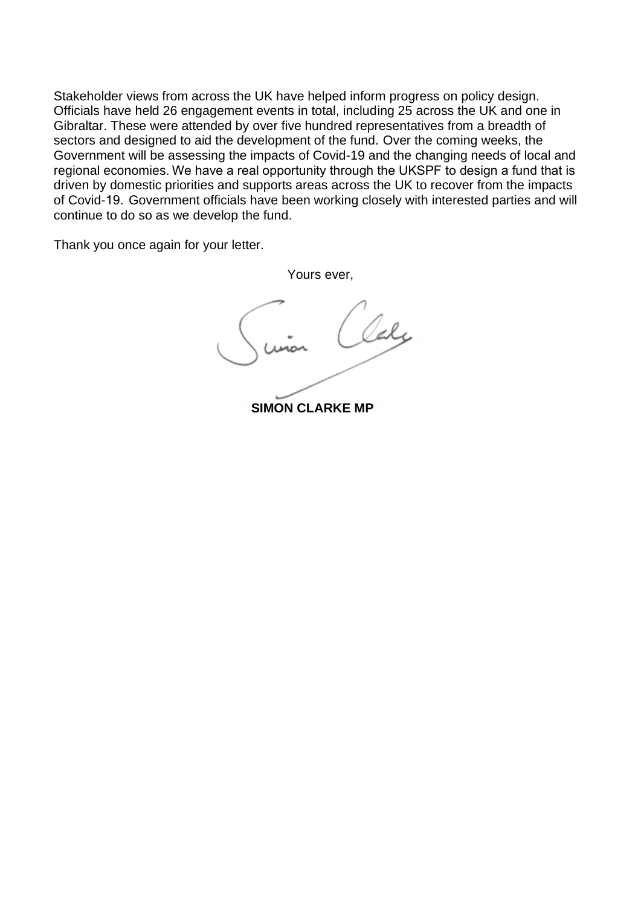Stakeholder views from across the UK have helped inform progress on policy design. Officials have held 26 engagement events in total, including 25 across the UK and one in Gibraltar. These were attended by over five hundred representatives from a breadth of sectors and designed to aid the development of the fund. Over the coming weeks, the Government will be assessing the impacts of Covid-19 and the changing needs of local and regional economies. We have a real opportunity through the UKSPF to design a fund that is driven by domestic priorities and supports areas across the UK to recover from the impacts of Covid-19. Government officials have been working closely with interested parties and will continue to do so as we develop the fund.

Thank you once again for your letter.

Yours ever,

**SIMON CLARKE MP**